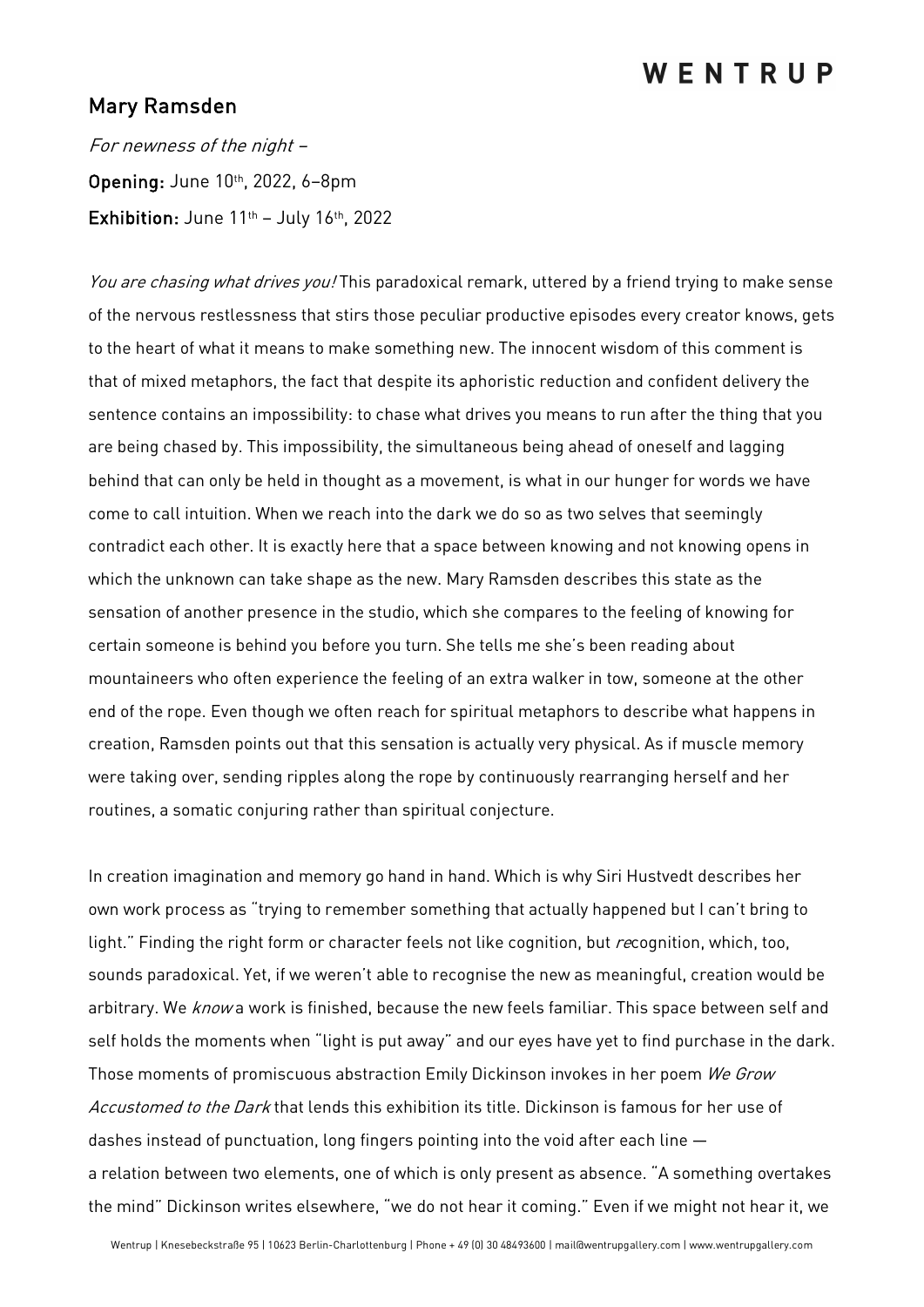# Mary Ramsden

*For newness of the night –*

**Opening:** June 10th, 2022, 6–8pm

**Exhibition:** June 11th – July 16th, 2022

*You are chasing what drives you!* This paradoxical remark, uttered by a friend trying to make sense of the nervous restlessness that stirs those peculiar productive episodes every creator knows, gets to the heart of what it means to make something new. The innocent wisdom of this comment is that of mixed metaphors, the fact that despite its aphoristic reduction and confident delivery the sentence contains an impossibility: to chase what drives you means to run after the thing that you are being chased by. This impossibility, the simultaneous being ahead of oneself and lagging behind that can only be held in thought as a movement, is what in our hunger for words we have come to call intuition. When we reach into the dark we do so as two selves that seemingly contradict each other. It is exactly here that a space between knowing and not knowing opens in which the unknown can take shape as the new. Mary Ramsden describes this state as the sensation of another presence in the studio, which she compares to the feeling of knowing for certain someone is behind you before you turn. She tells me she's been reading about mountaineers who often experience the feeling of an extra walker in tow, someone at the other end of the rope. Even though we often reach for spiritual metaphors to describe what happens in creation, Ramsden points out that this sensation is actually very physical. As if muscle memory were taking over, sending ripples along the rope by continuously rearranging herself and her routines, a somatic conjuring rather than spiritual conjecture.

In creation imagination and memory go hand in hand. Which is why Siri Hustvedt describes her own work process as "trying to remember something that actually happened but I can't bring to light." Finding the right form or character feels not like cognition, but *re*cognition, which, too, sounds paradoxical. Yet, if we weren't able to recognise the new as meaningful, creation would be arbitrary. We *know* a work is finished, because the new feels familiar. This space between self and self holds the moments when "light is put away" and our eyes have yet to find purchase in the dark. Those moments of promiscuous abstraction Emily Dickinson invokes in her poem *We Grow Accustomed to the Dark* that lends this exhibition its title. Dickinson is famous for her use of dashes instead of punctuation, long fingers pointing into the void after each line — a relation between two elements, one of which is only present as absence. "A something overtakes the mind" Dickinson writes elsewhere, "we do not hear it coming." Even if we might not hear it, we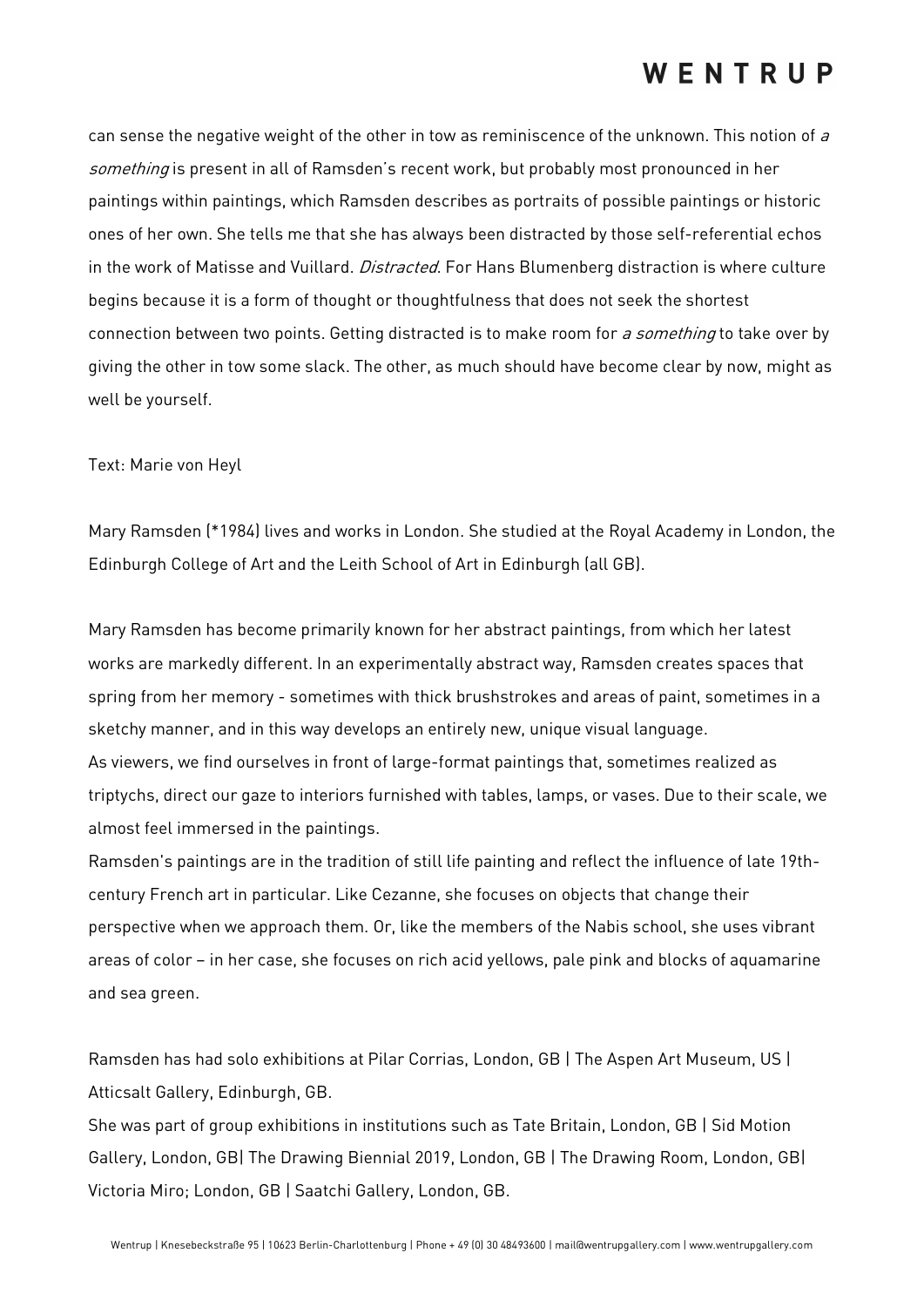can sense the negative weight of the other in tow as reminiscence of the unknown. This notion of *a something* is present in all of Ramsden's recent work, but probably most pronounced in her paintings within paintings, which Ramsden describes as portraits of possible paintings or historic ones of her own. She tells me that she has always been distracted by those self-referential echos in the work of Matisse and Vuillard. *Distracted*. For Hans Blumenberg distraction is where culture begins because it is a form of thought or thoughtfulness that does not seek the shortest connection between two points. Getting distracted is to make room for *a something* to take over by giving the other in tow some slack. The other, as much should have become clear by now, might as well be yourself.

Text: Marie von Heyl

Mary Ramsden (*1984) lives and works in London. She studied at the Royal Academy in London, the Edinburgh College of Art and the Leith School of Art in Edinburgh (all GB).

Mary Ramsden has become primarily known for her abstract paintings, from which her latest works are markedly different. In an experimentally abstract way, Ramsden creates spaces that spring from her memory - sometimes with thick brushstrokes and areas of paint, sometimes in a sketchy manner, and in this way develops an entirely new, unique visual language.
As viewers, we find ourselves in front of large-format paintings that, sometimes realized as triptychs, direct our gaze to interiors furnished with tables, lamps, or vases. Due to their scale, we almost feel immersed in the paintings.
Ramsden's paintings are in the tradition of still life painting and reflect the influence of late 19th-century French art in particular. Like Cezanne, she focuses on objects that change their perspective when we approach them. Or, like the members of the Nabis school, she uses vibrant areas of color – in her case, she focuses on rich acid yellows, pale pink and blocks of aquamarine and sea green.

Ramsden has had solo exhibitions at Pilar Corrias, London, GB | The Aspen Art Museum, US | Atticsalt Gallery, Edinburgh, GB.
She was part of group exhibitions in institutions such as Tate Britain, London, GB | Sid Motion Gallery, London, GB| The Drawing Biennial 2019, London, GB | The Drawing Room, London, GB| Victoria Miro; London, GB | Saatchi Gallery, London, GB.